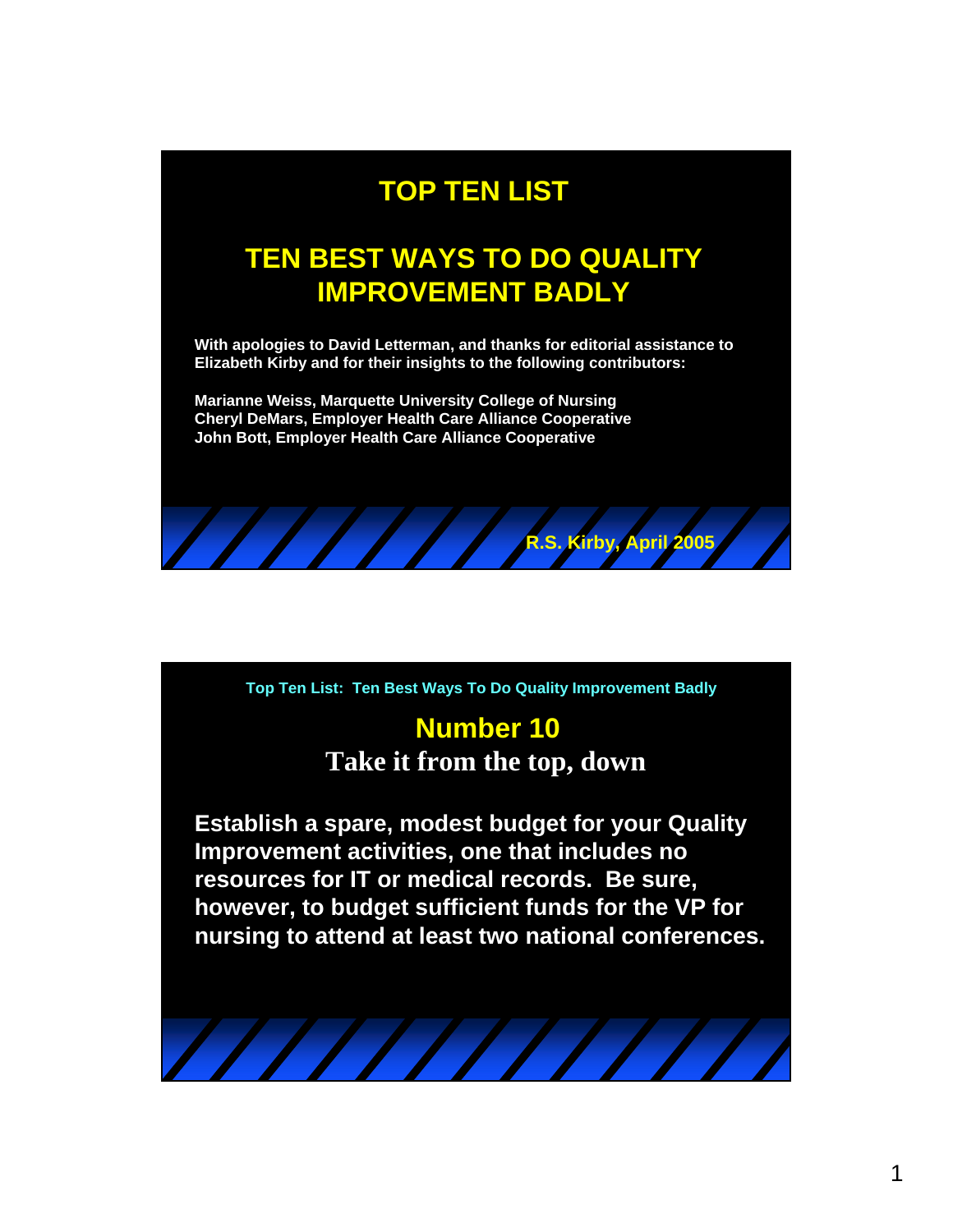# TOP TEN LIST

## TEN BEST WAYS TO DO QUALITY IMPROVEMENT BADLY

**With apologies to David Letterman, and thanks for editorial assistance to Elizabeth Kirby and for their insights to the following contributors:**

**Marianne Weiss, Marquette University College of Nursing**
**Cheryl DeMars, Employer Health Care Alliance Cooperative**
**John Bott, Employer Health Care Alliance Cooperative**

**R.S. Kirby, April 2005**

---

**Top Ten List: Ten Best Ways To Do Quality Improvement Badly**

## Number 10

### Take it from the top, down

**Establish a spare, modest budget for your Quality Improvement activities, one that includes no resources for IT or medical records. Be sure, however, to budget sufficient funds for the VP for nursing to attend at least two national conferences.**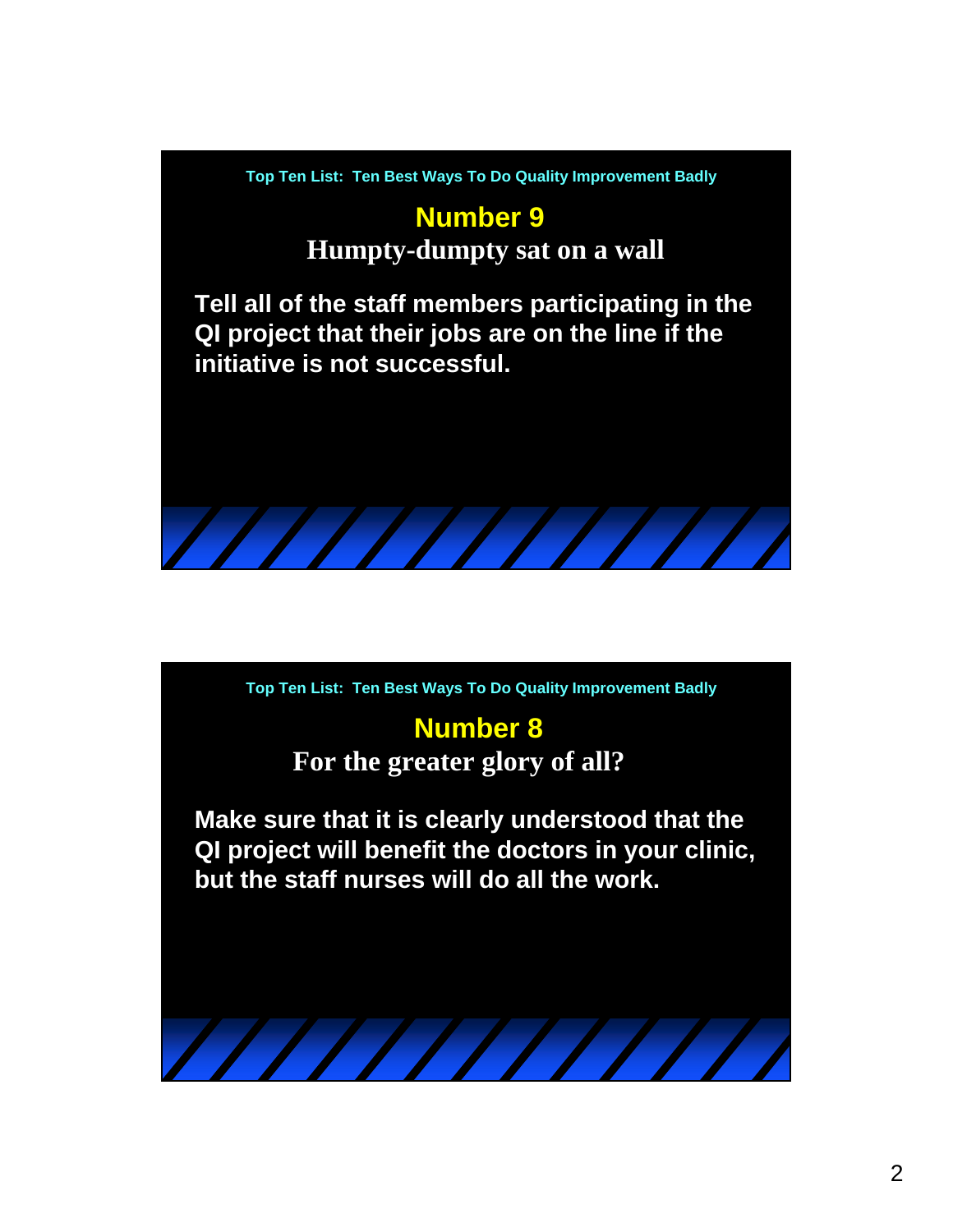Top Ten List: Ten Best Ways To Do Quality Improvement Badly

## Number 9

### Humpty-dumpty sat on a wall

**Tell all of the staff members participating in the QI project that their jobs are on the line if the initiative is not successful.**

Top Ten List: Ten Best Ways To Do Quality Improvement Badly

## Number 8

### For the greater glory of all?

**Make sure that it is clearly understood that the QI project will benefit the doctors in your clinic, but the staff nurses will do all the work.**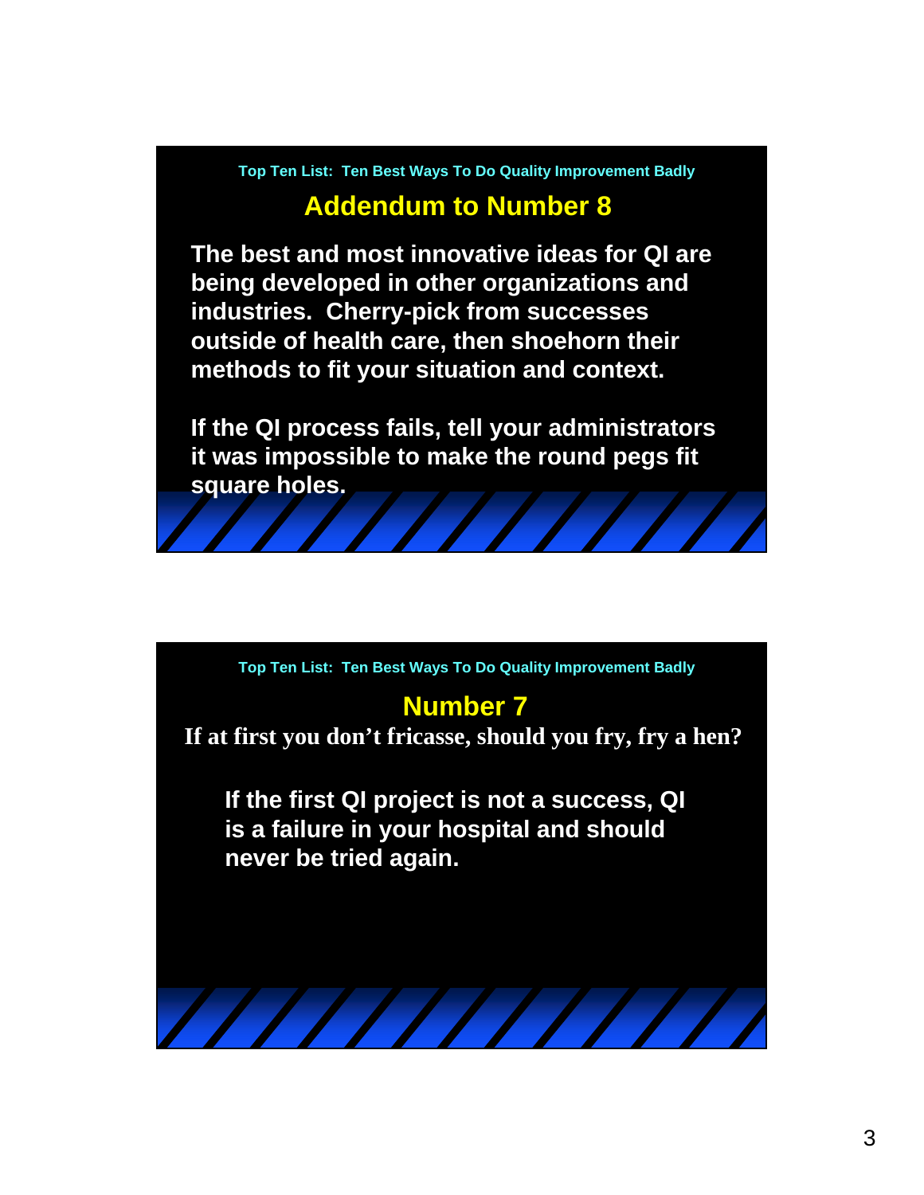Top Ten List: Ten Best Ways To Do Quality Improvement Badly

## Addendum to Number 8

**The best and most innovative ideas for QI are being developed in other organizations and industries. Cherry-pick from successes outside of health care, then shoehorn their methods to fit your situation and context.**

**If the QI process fails, tell your administrators it was impossible to make the round pegs fit square holes.**

Top Ten List: Ten Best Ways To Do Quality Improvement Badly

## Number 7

**If at first you don't fricasse, should you fry, fry a hen?**

**If the first QI project is not a success, QI is a failure in your hospital and should never be tried again.**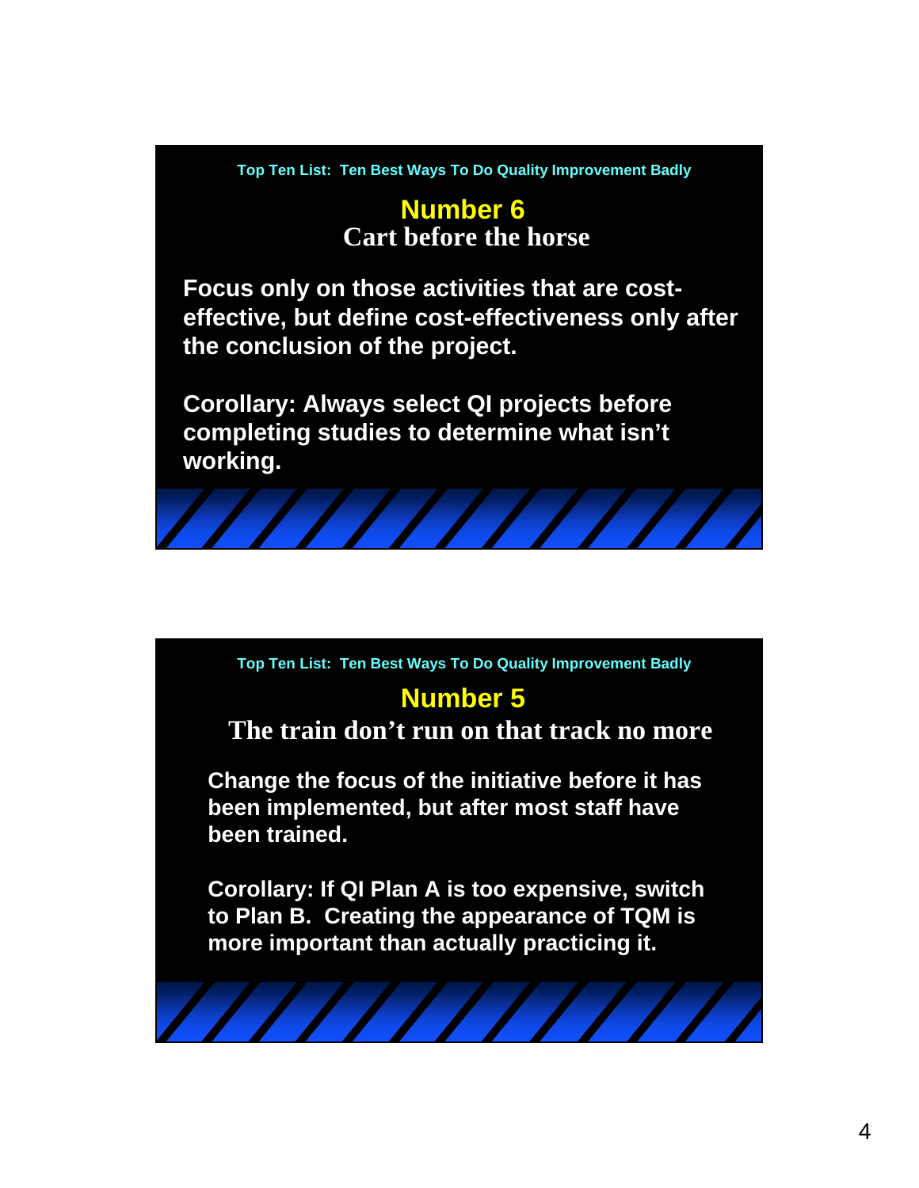Top Ten List: Ten Best Ways To Do Quality Improvement Badly

## Number 6

### Cart before the horse

**Focus only on those activities that are cost-effective, but define cost-effectiveness only after the conclusion of the project.**

**Corollary: Always select QI projects before completing studies to determine what isn't working.**

---

Top Ten List: Ten Best Ways To Do Quality Improvement Badly

## Number 5

### The train don't run on that track no more

**Change the focus of the initiative before it has been implemented, but after most staff have been trained.**

**Corollary: If QI Plan A is too expensive, switch to Plan B. Creating the appearance of TQM is more important than actually practicing it.**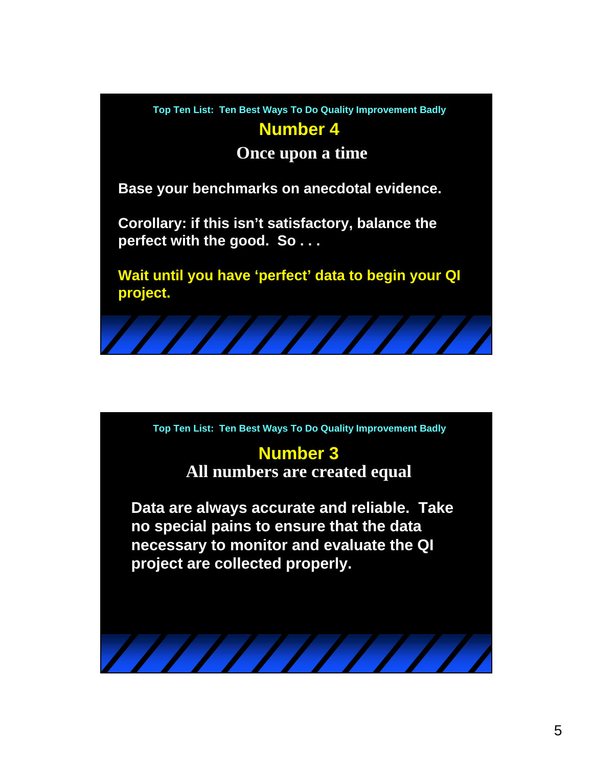Top Ten List: Ten Best Ways To Do Quality Improvement Badly

## Number 4

### Once upon a time

**Base your benchmarks on anecdotal evidence.**

**Corollary: if this isn't satisfactory, balance the perfect with the good. So . . .**

**Wait until you have 'perfect' data to begin your QI project.**

---

Top Ten List: Ten Best Ways To Do Quality Improvement Badly

## Number 3

### All numbers are created equal

**Data are always accurate and reliable. Take no special pains to ensure that the data necessary to monitor and evaluate the QI project are collected properly.**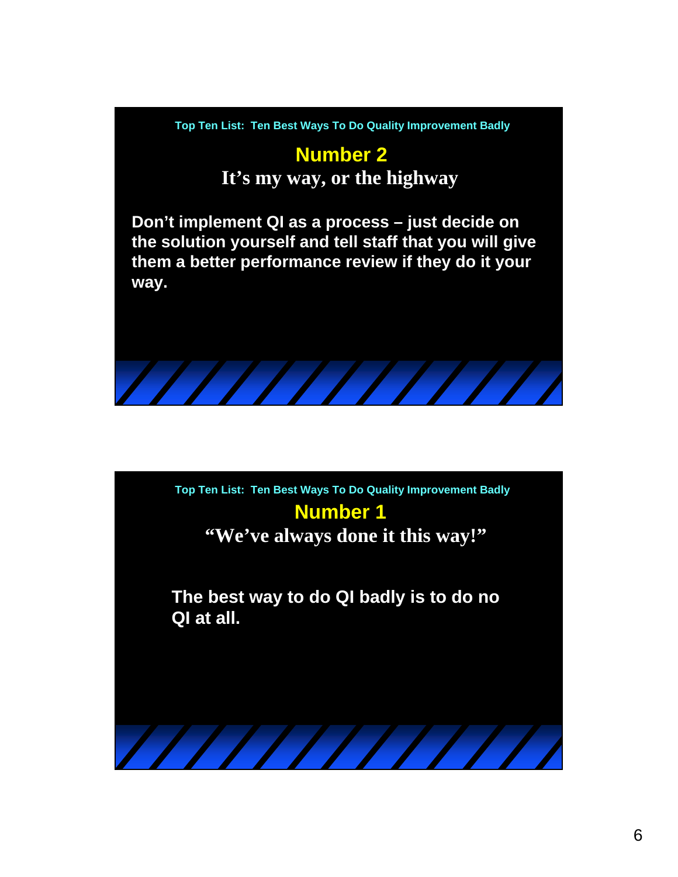Top Ten List: Ten Best Ways To Do Quality Improvement Badly

## Number 2

### It's my way, or the highway

**Don't implement QI as a process – just decide on the solution yourself and tell staff that you will give them a better performance review if they do it your way.**

Top Ten List: Ten Best Ways To Do Quality Improvement Badly

## Number 1

### "We've always done it this way!"

**The best way to do QI badly is to do no QI at all.**